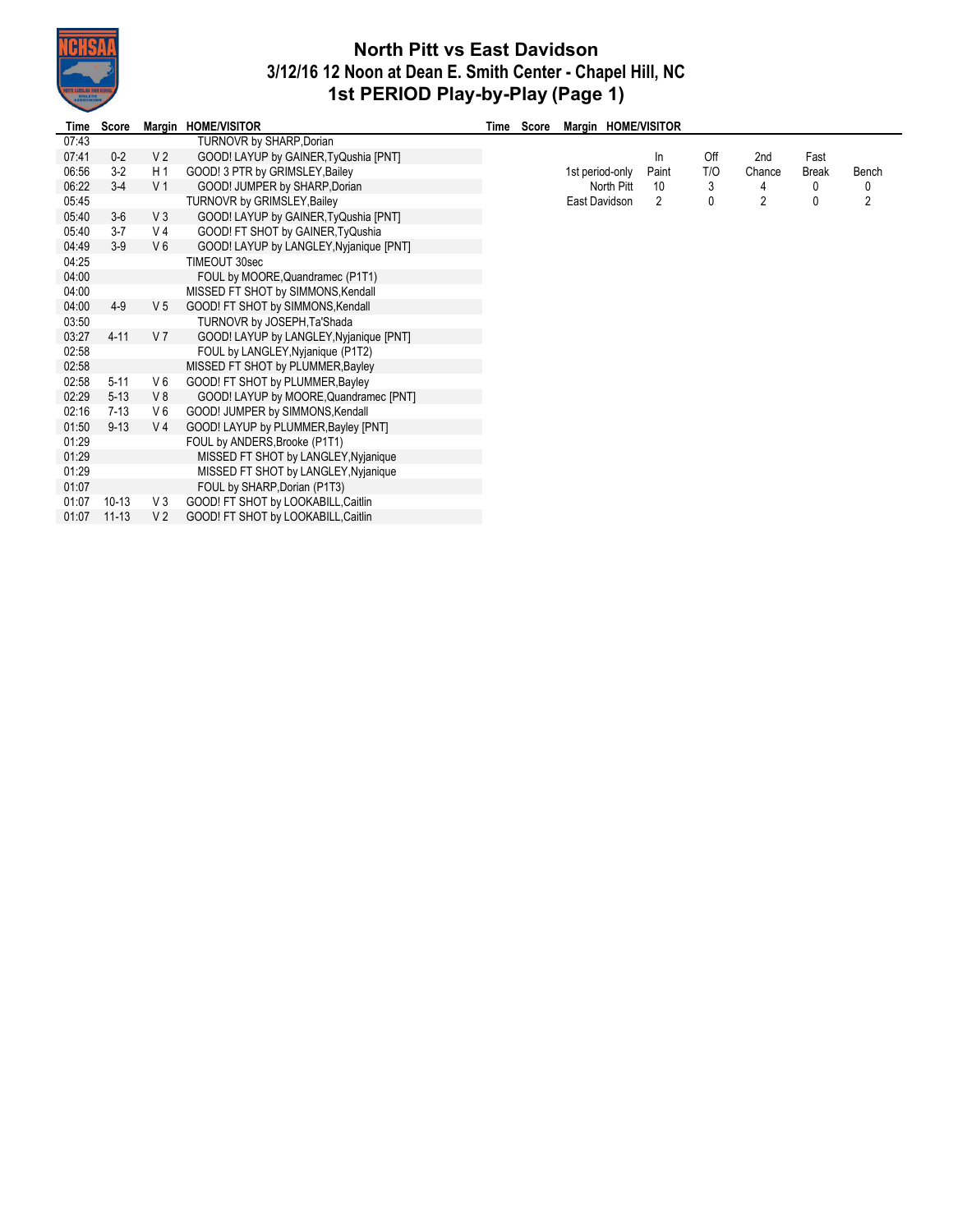# North Pitt vs East Davidson
## 3/12/16 12 Noon at Dean E. Smith Center - Chapel Hill, NC
## 1st PERIOD Play-by-Play (Page 1)

| Time | Score | Margin | HOME/VISITOR |
|---|---|---|---|
| 07:43 | | | TURNOVR by SHARP,Dorian |
| 07:41 | 0-2 | V 2 | GOOD! LAYUP by GAINER,TyQushia [PNT] |
| 06:56 | 3-2 | H 1 | GOOD! 3 PTR by GRIMSLEY,Bailey |
| 06:22 | 3-4 | V 1 | GOOD! JUMPER by SHARP,Dorian |
| 05:45 | | | TURNOVR by GRIMSLEY,Bailey |
| 05:40 | 3-6 | V 3 | GOOD! LAYUP by GAINER,TyQushia [PNT] |
| 05:40 | 3-7 | V 4 | GOOD! FT SHOT by GAINER,TyQushia |
| 04:49 | 3-9 | V 6 | GOOD! LAYUP by LANGLEY,Nyjanique [PNT] |
| 04:25 | | | TIMEOUT 30sec |
| 04:00 | | | FOUL by MOORE,Quandramec (P1T1) |
| 04:00 | | | MISSED FT SHOT by SIMMONS,Kendall |
| 04:00 | 4-9 | V 5 | GOOD! FT SHOT by SIMMONS,Kendall |
| 03:50 | | | TURNOVR by JOSEPH,Ta'Shada |
| 03:27 | 4-11 | V 7 | GOOD! LAYUP by LANGLEY,Nyjanique [PNT] |
| 02:58 | | | FOUL by LANGLEY,Nyjanique (P1T2) |
| 02:58 | | | MISSED FT SHOT by PLUMMER,Bayley |
| 02:58 | 5-11 | V 6 | GOOD! FT SHOT by PLUMMER,Bayley |
| 02:29 | 5-13 | V 8 | GOOD! LAYUP by MOORE,Quandramec [PNT] |
| 02:16 | 7-13 | V 6 | GOOD! JUMPER by SIMMONS,Kendall |
| 01:50 | 9-13 | V 4 | GOOD! LAYUP by PLUMMER,Bayley [PNT] |
| 01:29 | | | FOUL by ANDERS,Brooke (P1T1) |
| 01:29 | | | MISSED FT SHOT by LANGLEY,Nyjanique |
| 01:29 | | | MISSED FT SHOT by LANGLEY,Nyjanique |
| 01:07 | | | FOUL by SHARP,Dorian (P1T3) |
| 01:07 | 10-13 | V 3 | GOOD! FT SHOT by LOOKABILL,Caitlin |
| 01:07 | 11-13 | V 2 | GOOD! FT SHOT by LOOKABILL,Caitlin |

| 1st period-only | In Paint | Off T/O | 2nd Chance | Fast Break | Bench |
|---|---|---|---|---|---|
| North Pitt | 10 | 3 | 4 | 0 | 0 |
| East Davidson | 2 | 0 | 2 | 0 | 2 |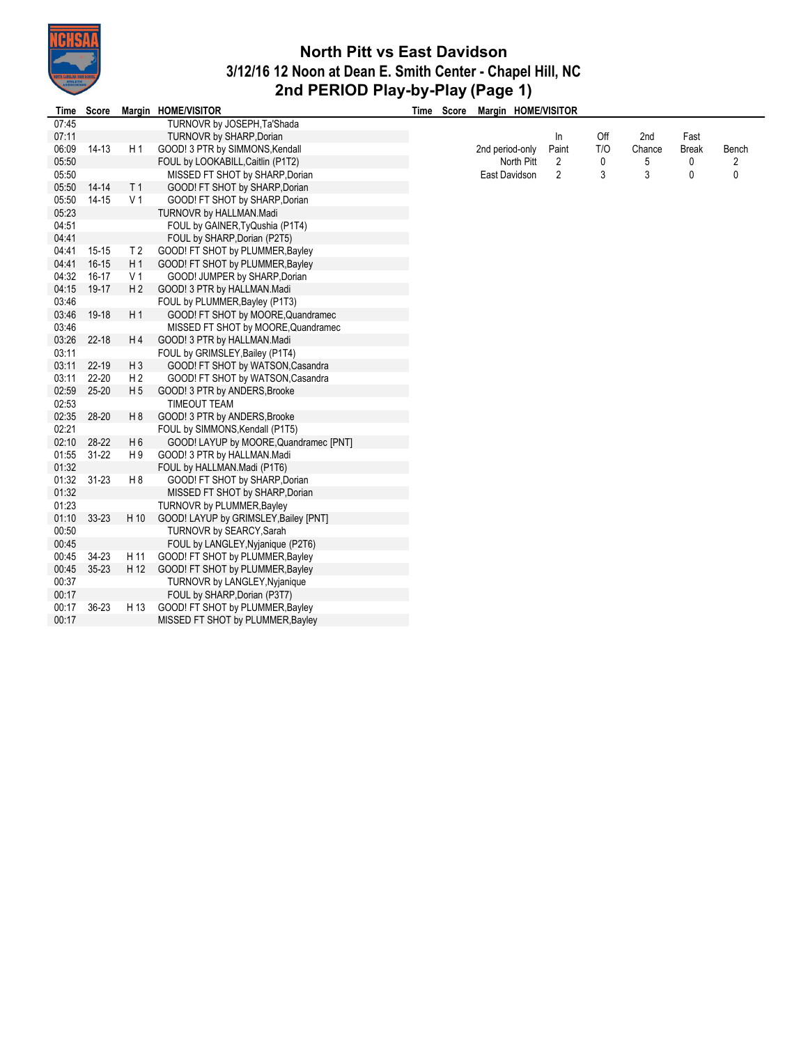# North Pitt vs East Davidson

## 3/12/16 12 Noon at Dean E. Smith Center - Chapel Hill, NC

## 2nd PERIOD Play-by-Play (Page 1)

| Time | Score | Margin | HOME/VISITOR |
|---|---|---|---|
| 07:45 | | | TURNOVR by JOSEPH,Ta'Shada |
| 07:11 | | | TURNOVR by SHARP,Dorian |
| 06:09 | 14-13 | H 1 | GOOD! 3 PTR by SIMMONS,Kendall |
| 05:50 | | | FOUL by LOOKABILL,Caitlin (P1T2) |
| 05:50 | | | MISSED FT SHOT by SHARP,Dorian |
| 05:50 | 14-14 | T 1 | GOOD! FT SHOT by SHARP,Dorian |
| 05:50 | 14-15 | V 1 | GOOD! FT SHOT by SHARP,Dorian |
| 05:23 | | | TURNOVR by HALLMAN.Madi |
| 04:51 | | | FOUL by GAINER,TyQushia (P1T4) |
| 04:41 | | | FOUL by SHARP,Dorian (P2T5) |
| 04:41 | 15-15 | T 2 | GOOD! FT SHOT by PLUMMER,Bayley |
| 04:41 | 16-15 | H 1 | GOOD! FT SHOT by PLUMMER,Bayley |
| 04:32 | 16-17 | V 1 | GOOD! JUMPER by SHARP,Dorian |
| 04:15 | 19-17 | H 2 | GOOD! 3 PTR by HALLMAN.Madi |
| 03:46 | | | FOUL by PLUMMER,Bayley (P1T3) |
| 03:46 | 19-18 | H 1 | GOOD! FT SHOT by MOORE,Quandramec |
| 03:46 | | | MISSED FT SHOT by MOORE,Quandramec |
| 03:26 | 22-18 | H 4 | GOOD! 3 PTR by HALLMAN.Madi |
| 03:11 | | | FOUL by GRIMSLEY,Bailey (P1T4) |
| 03:11 | 22-19 | H 3 | GOOD! FT SHOT by WATSON,Casandra |
| 03:11 | 22-20 | H 2 | GOOD! FT SHOT by WATSON,Casandra |
| 02:59 | 25-20 | H 5 | GOOD! 3 PTR by ANDERS,Brooke |
| 02:53 | | | TIMEOUT TEAM |
| 02:35 | 28-20 | H 8 | GOOD! 3 PTR by ANDERS,Brooke |
| 02:21 | | | FOUL by SIMMONS,Kendall (P1T5) |
| 02:10 | 28-22 | H 6 | GOOD! LAYUP by MOORE,Quandramec [PNT] |
| 01:55 | 31-22 | H 9 | GOOD! 3 PTR by HALLMAN.Madi |
| 01:32 | | | FOUL by HALLMAN.Madi (P1T6) |
| 01:32 | 31-23 | H 8 | GOOD! FT SHOT by SHARP,Dorian |
| 01:32 | | | MISSED FT SHOT by SHARP,Dorian |
| 01:23 | | | TURNOVR by PLUMMER,Bayley |
| 01:10 | 33-23 | H 10 | GOOD! LAYUP by GRIMSLEY,Bailey [PNT] |
| 00:50 | | | TURNOVR by SEARCY,Sarah |
| 00:45 | | | FOUL by LANGLEY,Nyjanique (P2T6) |
| 00:45 | 34-23 | H 11 | GOOD! FT SHOT by PLUMMER,Bayley |
| 00:45 | 35-23 | H 12 | GOOD! FT SHOT by PLUMMER,Bayley |
| 00:37 | | | TURNOVR by LANGLEY,Nyjanique |
| 00:17 | | | FOUL by SHARP,Dorian (P3T7) |
| 00:17 | 36-23 | H 13 | GOOD! FT SHOT by PLUMMER,Bayley |
| 00:17 | | | MISSED FT SHOT by PLUMMER,Bayley |

| 2nd period-only | In Paint | Off T/O | 2nd Chance | Fast Break | Bench |
|---|---|---|---|---|---|
| North Pitt | 2 | 0 | 5 | 0 | 2 |
| East Davidson | 2 | 3 | 3 | 0 | 0 |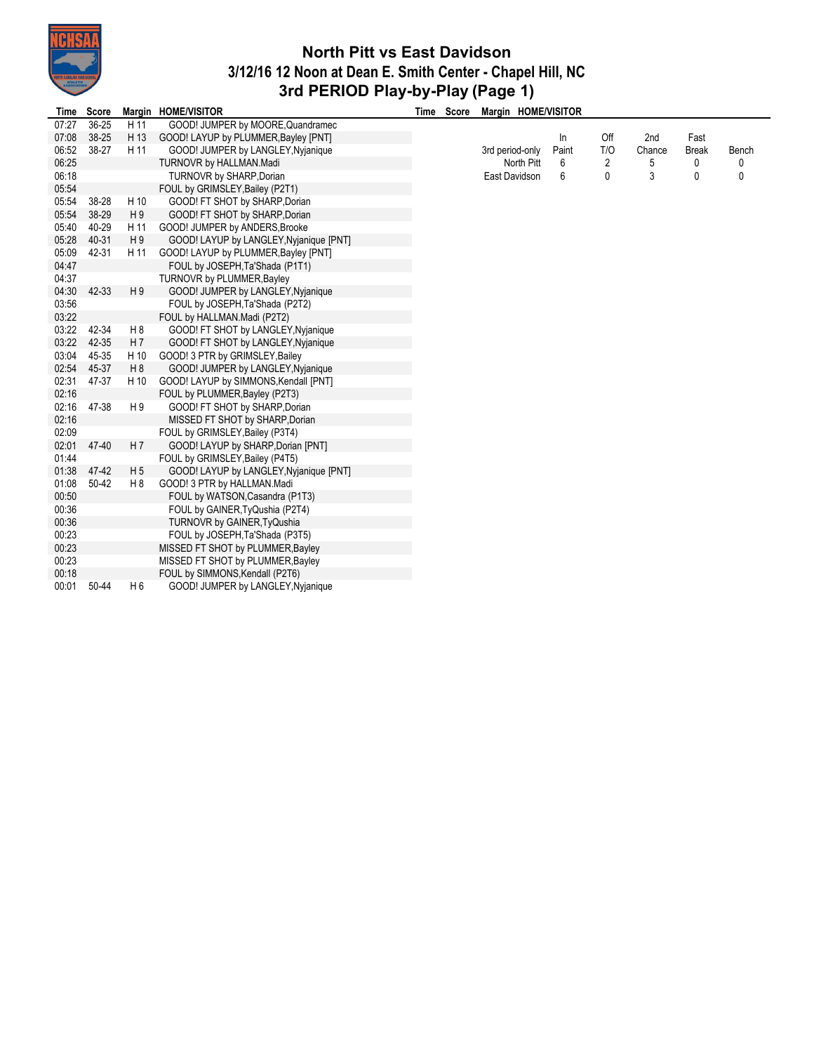# North Pitt vs East Davidson
## 3/12/16 12 Noon at Dean E. Smith Center - Chapel Hill, NC
## 3rd PERIOD Play-by-Play (Page 1)

| Time | Score | Margin | HOME/VISITOR |
|---|---|---|---|
| 07:27 | 36-25 | H 11 | GOOD! JUMPER by MOORE,Quandramec |
| 07:08 | 38-25 | H 13 | GOOD! LAYUP by PLUMMER,Bayley [PNT] |
| 06:52 | 38-27 | H 11 | GOOD! JUMPER by LANGLEY,Nyjanique |
| 06:25 | | | TURNOVR by HALLMAN.Madi |
| 06:18 | | | TURNOVR by SHARP,Dorian |
| 05:54 | | | FOUL by GRIMSLEY,Bailey (P2T1) |
| 05:54 | 38-28 | H 10 | GOOD! FT SHOT by SHARP,Dorian |
| 05:54 | 38-29 | H 9 | GOOD! FT SHOT by SHARP,Dorian |
| 05:40 | 40-29 | H 11 | GOOD! JUMPER by ANDERS,Brooke |
| 05:28 | 40-31 | H 9 | GOOD! LAYUP by LANGLEY,Nyjanique [PNT] |
| 05:09 | 42-31 | H 11 | GOOD! LAYUP by PLUMMER,Bayley [PNT] |
| 04:47 | | | FOUL by JOSEPH,Ta'Shada (P1T1) |
| 04:37 | | | TURNOVR by PLUMMER,Bayley |
| 04:30 | 42-33 | H 9 | GOOD! JUMPER by LANGLEY,Nyjanique |
| 03:56 | | | FOUL by JOSEPH,Ta'Shada (P2T2) |
| 03:22 | | | FOUL by HALLMAN.Madi (P2T2) |
| 03:22 | 42-34 | H 8 | GOOD! FT SHOT by LANGLEY,Nyjanique |
| 03:22 | 42-35 | H 7 | GOOD! FT SHOT by LANGLEY,Nyjanique |
| 03:04 | 45-35 | H 10 | GOOD! 3 PTR by GRIMSLEY,Bailey |
| 02:54 | 45-37 | H 8 | GOOD! JUMPER by LANGLEY,Nyjanique |
| 02:31 | 47-37 | H 10 | GOOD! LAYUP by SIMMONS,Kendall [PNT] |
| 02:16 | | | FOUL by PLUMMER,Bayley (P2T3) |
| 02:16 | 47-38 | H 9 | GOOD! FT SHOT by SHARP,Dorian |
| 02:16 | | | MISSED FT SHOT by SHARP,Dorian |
| 02:09 | | | FOUL by GRIMSLEY,Bailey (P3T4) |
| 02:01 | 47-40 | H 7 | GOOD! LAYUP by SHARP,Dorian [PNT] |
| 01:44 | | | FOUL by GRIMSLEY,Bailey (P4T5) |
| 01:38 | 47-42 | H 5 | GOOD! LAYUP by LANGLEY,Nyjanique [PNT] |
| 01:08 | 50-42 | H 8 | GOOD! 3 PTR by HALLMAN.Madi |
| 00:50 | | | FOUL by WATSON,Casandra (P1T3) |
| 00:36 | | | FOUL by GAINER,TyQushia (P2T4) |
| 00:36 | | | TURNOVR by GAINER,TyQushia |
| 00:23 | | | FOUL by JOSEPH,Ta'Shada (P3T5) |
| 00:23 | | | MISSED FT SHOT by PLUMMER,Bayley |
| 00:23 | | | MISSED FT SHOT by PLUMMER,Bayley |
| 00:18 | | | FOUL by SIMMONS,Kendall (P2T6) |
| 00:01 | 50-44 | H 6 | GOOD! JUMPER by LANGLEY,Nyjanique |

| 3rd period-only | In Paint | Off T/O | 2nd Chance | Fast Break | Bench |
|---|---|---|---|---|---|
| North Pitt | 6 | 2 | 5 | 0 | 0 |
| East Davidson | 6 | 0 | 3 | 0 | 0 |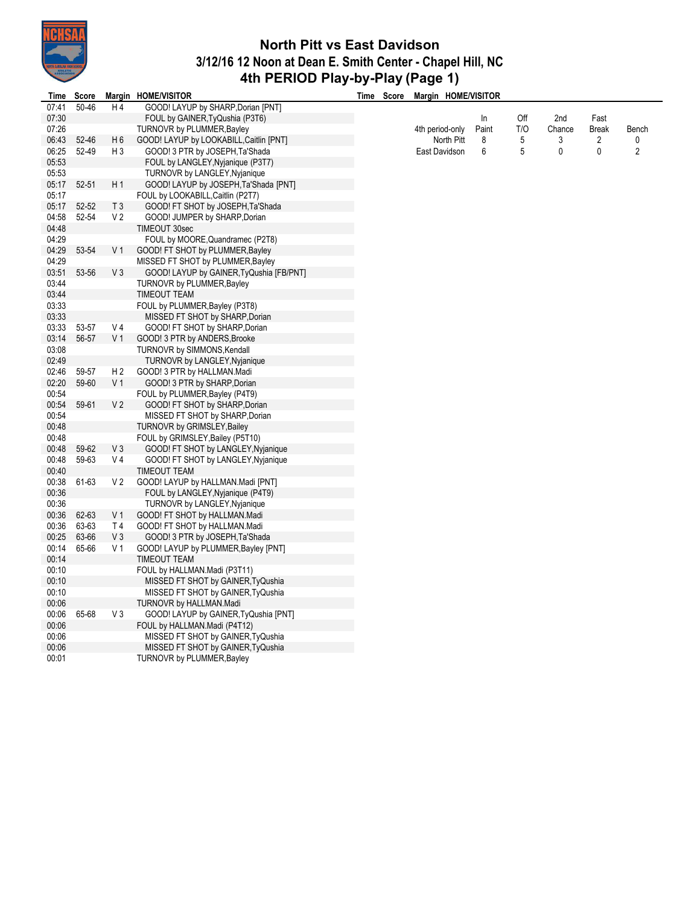# North Pitt vs East Davidson

## 3/12/16 12 Noon at Dean E. Smith Center - Chapel Hill, NC

## 4th PERIOD Play-by-Play (Page 1)

| Time | Score | Margin | HOME/VISITOR |
|---|---|---|---|
| 07:41 | 50-46 | H 4 | GOOD! LAYUP by SHARP,Dorian [PNT] |
| 07:30 | | | FOUL by GAINER,TyQushia (P3T6) |
| 07:26 | | | TURNOVR by PLUMMER,Bayley |
| 06:43 | 52-46 | H 6 | GOOD! LAYUP by LOOKABILL,Caitlin [PNT] |
| 06:25 | 52-49 | H 3 | GOOD! 3 PTR by JOSEPH,Ta'Shada |
| 05:53 | | | FOUL by LANGLEY,Nyjanique (P3T7) |
| 05:53 | | | TURNOVR by LANGLEY,Nyjanique |
| 05:17 | 52-51 | H 1 | GOOD! LAYUP by JOSEPH,Ta'Shada [PNT] |
| 05:17 | | | FOUL by LOOKABILL,Caitlin (P2T7) |
| 05:17 | 52-52 | T 3 | GOOD! FT SHOT by JOSEPH,Ta'Shada |
| 04:58 | 52-54 | V 2 | GOOD! JUMPER by SHARP,Dorian |
| 04:48 | | | TIMEOUT 30sec |
| 04:29 | | | FOUL by MOORE,Quandramec (P2T8) |
| 04:29 | 53-54 | V 1 | GOOD! FT SHOT by PLUMMER,Bayley |
| 04:29 | | | MISSED FT SHOT by PLUMMER,Bayley |
| 03:51 | 53-56 | V 3 | GOOD! LAYUP by GAINER,TyQushia [FB/PNT] |
| 03:44 | | | TURNOVR by PLUMMER,Bayley |
| 03:44 | | | TIMEOUT TEAM |
| 03:33 | | | FOUL by PLUMMER,Bayley (P3T8) |
| 03:33 | | | MISSED FT SHOT by SHARP,Dorian |
| 03:33 | 53-57 | V 4 | GOOD! FT SHOT by SHARP,Dorian |
| 03:14 | 56-57 | V 1 | GOOD! 3 PTR by ANDERS,Brooke |
| 03:08 | | | TURNOVR by SIMMONS,Kendall |
| 02:49 | | | TURNOVR by LANGLEY,Nyjanique |
| 02:46 | 59-57 | H 2 | GOOD! 3 PTR by HALLMAN.Madi |
| 02:20 | 59-60 | V 1 | GOOD! 3 PTR by SHARP,Dorian |
| 00:54 | | | FOUL by PLUMMER,Bayley (P4T9) |
| 00:54 | 59-61 | V 2 | GOOD! FT SHOT by SHARP,Dorian |
| 00:54 | | | MISSED FT SHOT by SHARP,Dorian |
| 00:48 | | | TURNOVR by GRIMSLEY,Bailey |
| 00:48 | | | FOUL by GRIMSLEY,Bailey (P5T10) |
| 00:48 | 59-62 | V 3 | GOOD! FT SHOT by LANGLEY,Nyjanique |
| 00:48 | 59-63 | V 4 | GOOD! FT SHOT by LANGLEY,Nyjanique |
| 00:40 | | | TIMEOUT TEAM |
| 00:38 | 61-63 | V 2 | GOOD! LAYUP by HALLMAN.Madi [PNT] |
| 00:36 | | | FOUL by LANGLEY,Nyjanique (P4T9) |
| 00:36 | | | TURNOVR by LANGLEY,Nyjanique |
| 00:36 | 62-63 | V 1 | GOOD! FT SHOT by HALLMAN.Madi |
| 00:36 | 63-63 | T 4 | GOOD! FT SHOT by HALLMAN.Madi |
| 00:25 | 63-66 | V 3 | GOOD! 3 PTR by JOSEPH,Ta'Shada |
| 00:14 | 65-66 | V 1 | GOOD! LAYUP by PLUMMER,Bayley [PNT] |
| 00:14 | | | TIMEOUT TEAM |
| 00:10 | | | FOUL by HALLMAN.Madi (P3T11) |
| 00:10 | | | MISSED FT SHOT by GAINER,TyQushia |
| 00:10 | | | MISSED FT SHOT by GAINER,TyQushia |
| 00:06 | | | TURNOVR by HALLMAN.Madi |
| 00:06 | 65-68 | V 3 | GOOD! LAYUP by GAINER,TyQushia [PNT] |
| 00:06 | | | FOUL by HALLMAN.Madi (P4T12) |
| 00:06 | | | MISSED FT SHOT by GAINER,TyQushia |
| 00:06 | | | MISSED FT SHOT by GAINER,TyQushia |
| 00:01 | | | TURNOVR by PLUMMER,Bayley |

| 4th period-only | In Paint | Off T/O | 2nd Chance | Fast Break | Bench |
|---|---|---|---|---|---|
| North Pitt | 8 | 5 | 3 | 2 | 0 |
| East Davidson | 6 | 5 | 0 | 0 | 2 |